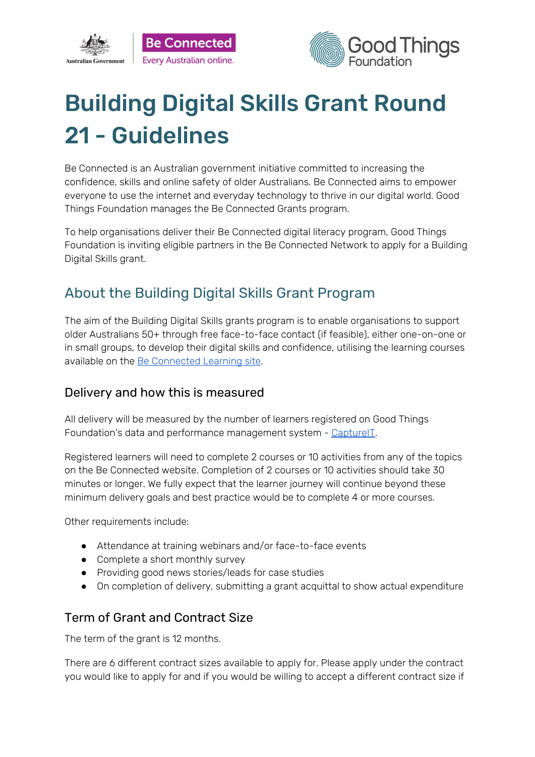# Building Digital Skills Grant Round 21 - Guidelines

Be Connected is an Australian government initiative committed to increasing the confidence, skills and online safety of older Australians. Be Connected aims to empower everyone to use the internet and everyday technology to thrive in our digital world. Good Things Foundation manages the Be Connected Grants program.

To help organisations deliver their Be Connected digital literacy program, Good Things Foundation is inviting eligible partners in the Be Connected Network to apply for a Building Digital Skills grant.

## About the Building Digital Skills Grant Program

The aim of the Building Digital Skills grants program is to enable organisations to support older Australians 50+ through free face-to-face contact (if feasible), either one-on-one or in small groups, to develop their digital skills and confidence, utilising the learning courses available on the [Be Connected Learning site](#).

### Delivery and how this is measured

All delivery will be measured by the number of learners registered on Good Things Foundation's data and performance management system - [CaptureIT](#).

Registered learners will need to complete 2 courses or 10 activities from any of the topics on the Be Connected website. Completion of 2 courses or 10 activities should take 30 minutes or longer. We fully expect that the learner journey will continue beyond these minimum delivery goals and best practice would be to complete 4 or more courses.

Other requirements include:

- Attendance at training webinars and/or face-to-face events
- Complete a short monthly survey
- Providing good news stories/leads for case studies
- On completion of delivery, submitting a grant acquittal to show actual expenditure

### Term of Grant and Contract Size

The term of the grant is 12 months.

There are 6 different contract sizes available to apply for. Please apply under the contract you would like to apply for and if you would be willing to accept a different contract size if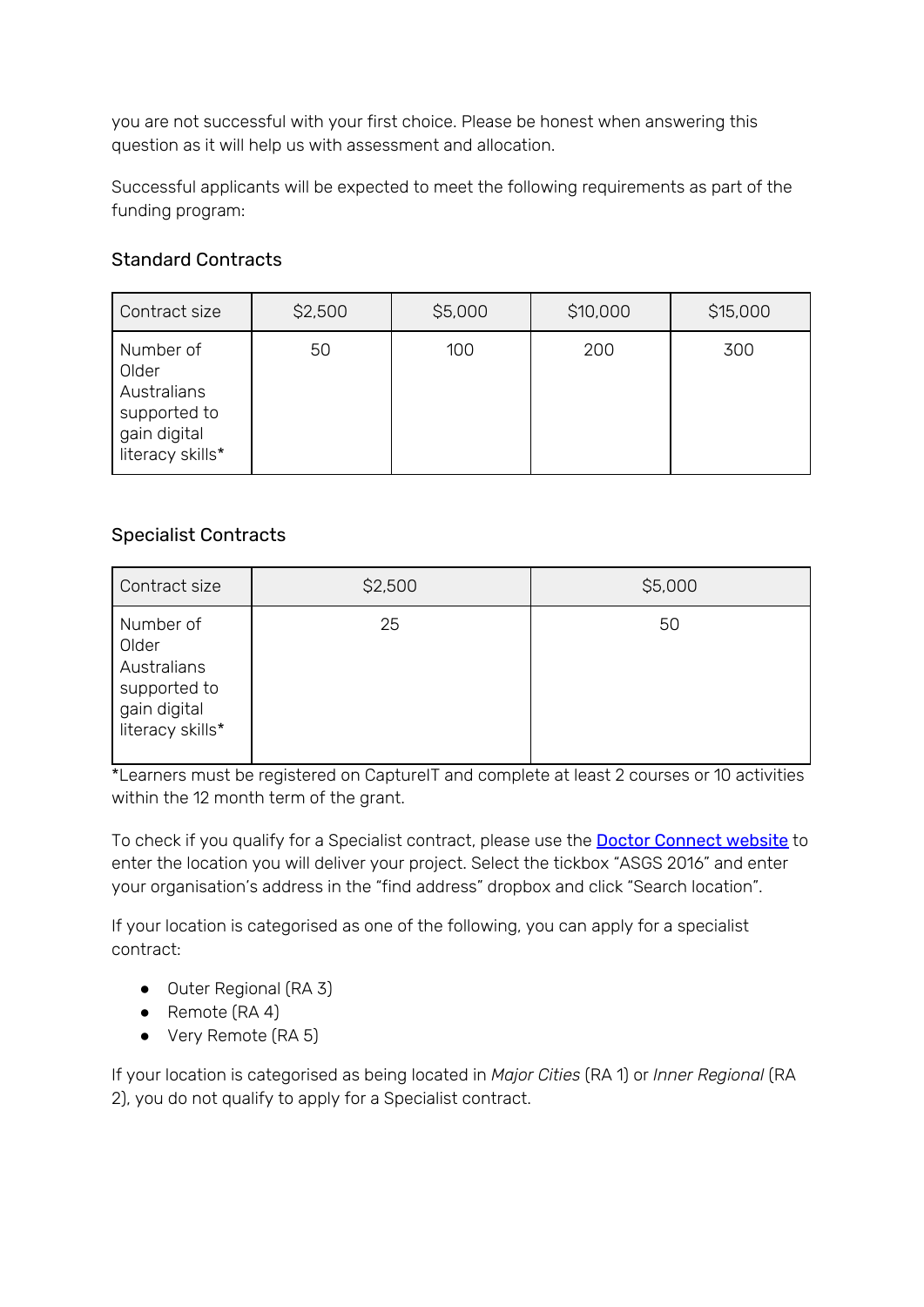you are not successful with your first choice. Please be honest when answering this question as it will help us with assessment and allocation.

Successful applicants will be expected to meet the following requirements as part of the funding program:

### Standard Contracts

| Contract size | $2,500 | $5,000 | $10,000 | $15,000 |
|---|---|---|---|---|
| Number of Older Australians supported to gain digital literacy skills* | 50 | 100 | 200 | 300 |

### Specialist Contracts

| Contract size | $2,500 | $5,000 |
|---|---|---|
| Number of Older Australians supported to gain digital literacy skills* | 25 | 50 |

*Learners must be registered on CaptureIT and complete at least 2 courses or 10 activities within the 12 month term of the grant.

To check if you qualify for a Specialist contract, please use the [Doctor Connect website]() to enter the location you will deliver your project. Select the tickbox "ASGS 2016" and enter your organisation's address in the "find address" dropbox and click "Search location".

If your location is categorised as one of the following, you can apply for a specialist contract:

- Outer Regional (RA 3)
- Remote (RA 4)
- Very Remote (RA 5)

If your location is categorised as being located in *Major Cities* (RA 1) or *Inner Regional* (RA 2), you do not qualify to apply for a Specialist contract.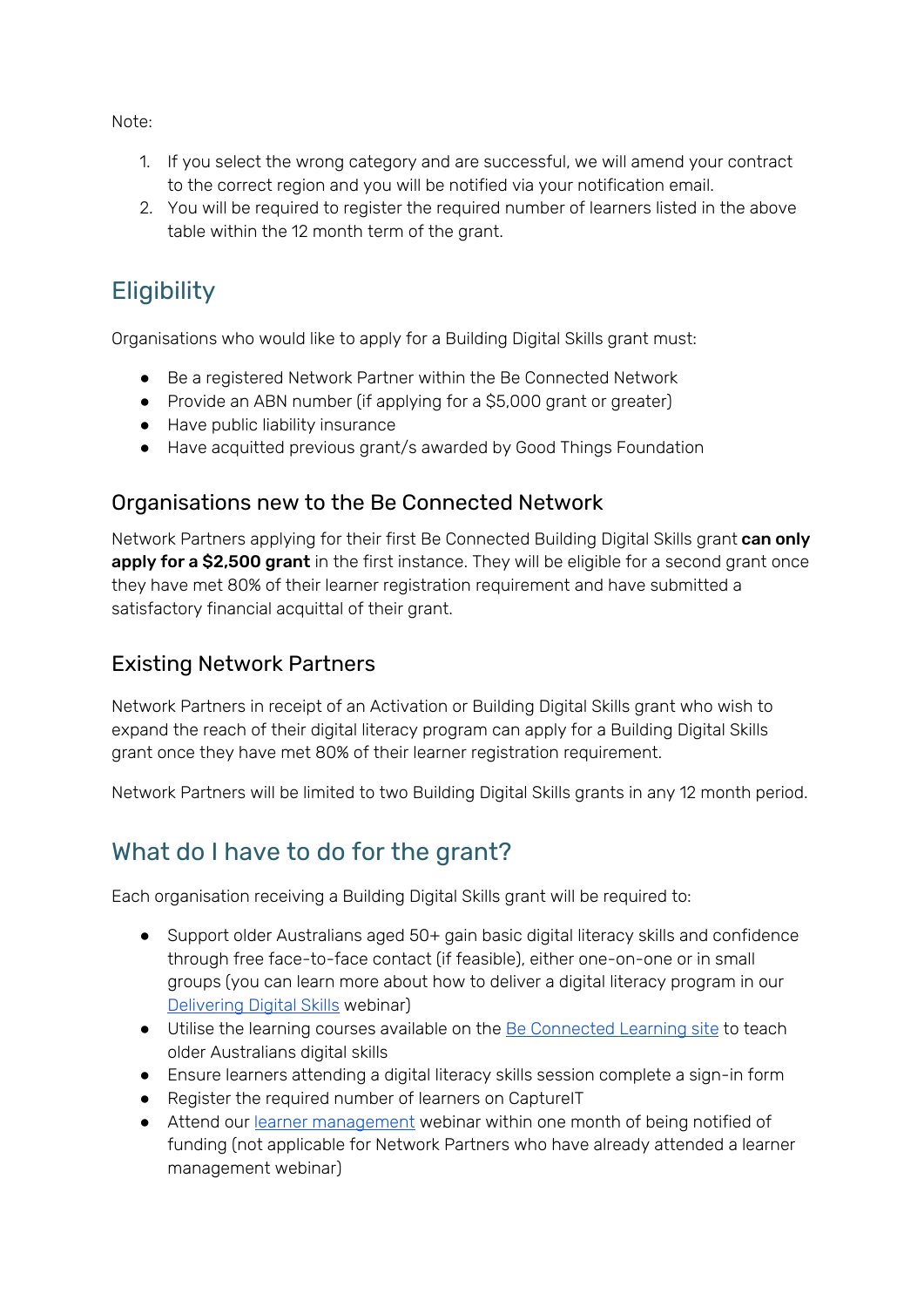Note:

1. If you select the wrong category and are successful, we will amend your contract to the correct region and you will be notified via your notification email.
2. You will be required to register the required number of learners listed in the above table within the 12 month term of the grant.

## Eligibility

Organisations who would like to apply for a Building Digital Skills grant must:

- Be a registered Network Partner within the Be Connected Network
- Provide an ABN number (if applying for a $5,000 grant or greater)
- Have public liability insurance
- Have acquitted previous grant/s awarded by Good Things Foundation

### Organisations new to the Be Connected Network

Network Partners applying for their first Be Connected Building Digital Skills grant **can only apply for a $2,500 grant** in the first instance. They will be eligible for a second grant once they have met 80% of their learner registration requirement and have submitted a satisfactory financial acquittal of their grant.

### Existing Network Partners

Network Partners in receipt of an Activation or Building Digital Skills grant who wish to expand the reach of their digital literacy program can apply for a Building Digital Skills grant once they have met 80% of their learner registration requirement.

Network Partners will be limited to two Building Digital Skills grants in any 12 month period.

## What do I have to do for the grant?

Each organisation receiving a Building Digital Skills grant will be required to:

- Support older Australians aged 50+ gain basic digital literacy skills and confidence through free face-to-face contact (if feasible), either one-on-one or in small groups (you can learn more about how to deliver a digital literacy program in our Delivering Digital Skills webinar)
- Utilise the learning courses available on the Be Connected Learning site to teach older Australians digital skills
- Ensure learners attending a digital literacy skills session complete a sign-in form
- Register the required number of learners on CaptureIT
- Attend our learner management webinar within one month of being notified of funding (not applicable for Network Partners who have already attended a learner management webinar)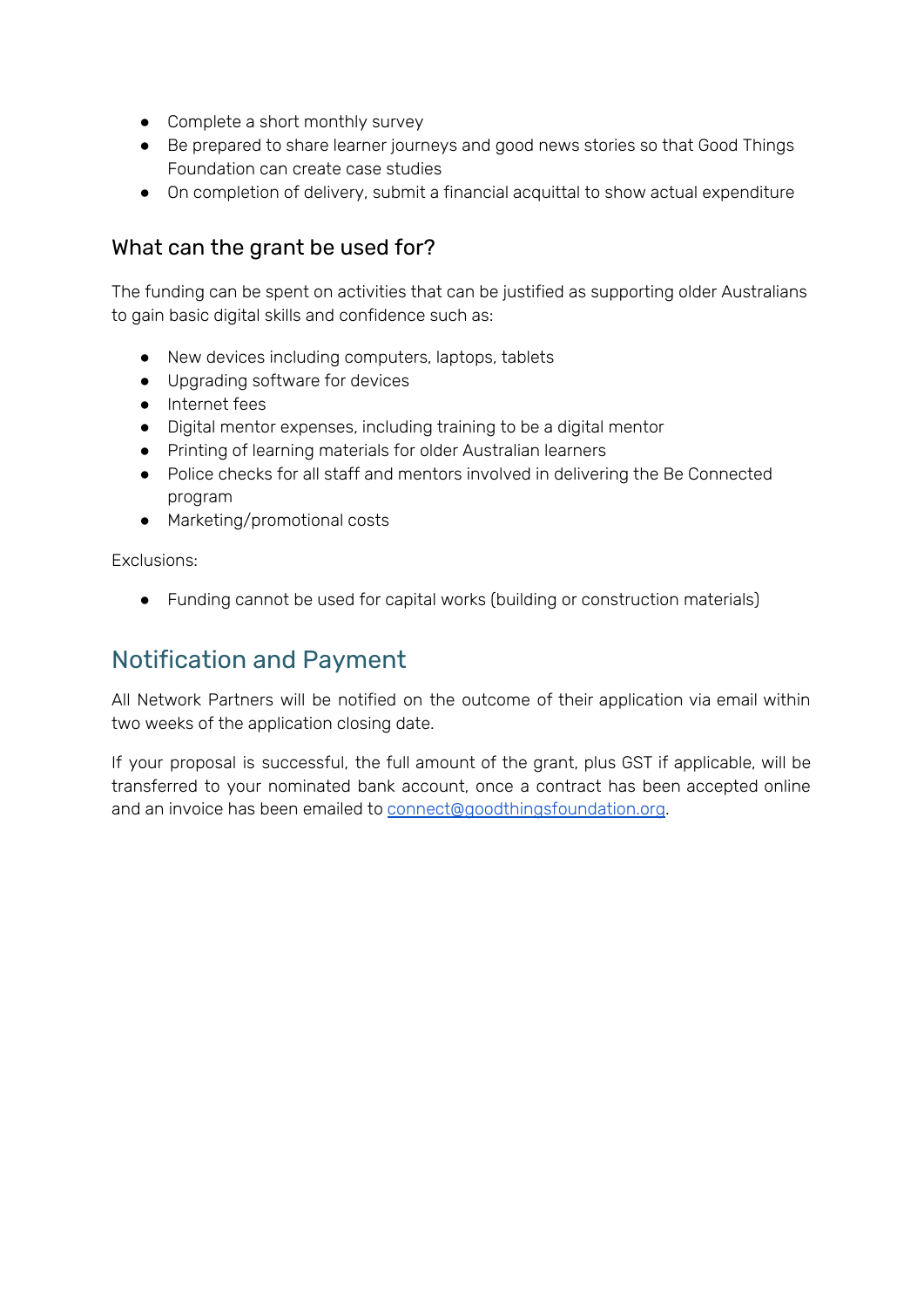- Complete a short monthly survey
- Be prepared to share learner journeys and good news stories so that Good Things Foundation can create case studies
- On completion of delivery, submit a financial acquittal to show actual expenditure

### What can the grant be used for?

The funding can be spent on activities that can be justified as supporting older Australians to gain basic digital skills and confidence such as:

- New devices including computers, laptops, tablets
- Upgrading software for devices
- Internet fees
- Digital mentor expenses, including training to be a digital mentor
- Printing of learning materials for older Australian learners
- Police checks for all staff and mentors involved in delivering the Be Connected program
- Marketing/promotional costs

Exclusions:

- Funding cannot be used for capital works (building or construction materials)

## Notification and Payment

All Network Partners will be notified on the outcome of their application via email within two weeks of the application closing date.

If your proposal is successful, the full amount of the grant, plus GST if applicable, will be transferred to your nominated bank account, once a contract has been accepted online and an invoice has been emailed to connect@goodthingsfoundation.org.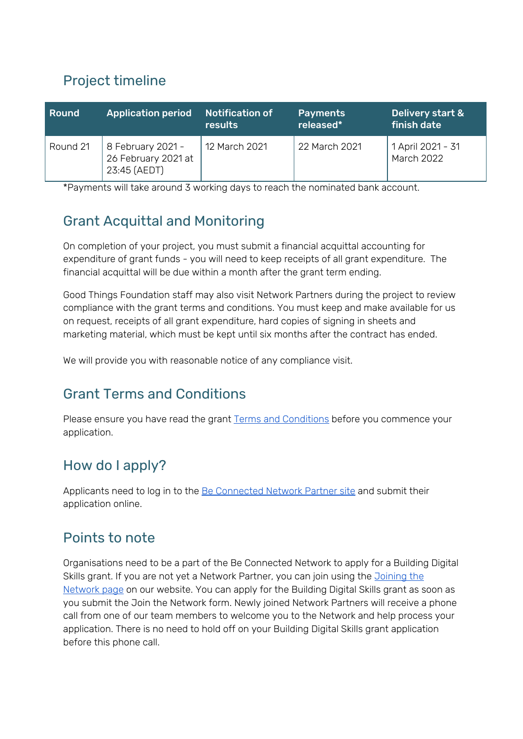## Project timeline

| Round | Application period | Notification of results | Payments released* | Delivery start & finish date |
| --- | --- | --- | --- | --- |
| Round 21 | 8 February 2021 - 26 February 2021 at 23:45 (AEDT) | 12 March 2021 | 22 March 2021 | 1 April 2021 - 31 March 2022 |

*Payments will take around 3 working days to reach the nominated bank account.

## Grant Acquittal and Monitoring

On completion of your project, you must submit a financial acquittal accounting for expenditure of grant funds - you will need to keep receipts of all grant expenditure. The financial acquittal will be due within a month after the grant term ending.

Good Things Foundation staff may also visit Network Partners during the project to review compliance with the grant terms and conditions. You must keep and make available for us on request, receipts of all grant expenditure, hard copies of signing in sheets and marketing material, which must be kept until six months after the contract has ended.

We will provide you with reasonable notice of any compliance visit.

## Grant Terms and Conditions

Please ensure you have read the grant Terms and Conditions before you commence your application.

## How do I apply?

Applicants need to log in to the Be Connected Network Partner site and submit their application online.

## Points to note

Organisations need to be a part of the Be Connected Network to apply for a Building Digital Skills grant. If you are not yet a Network Partner, you can join using the Joining the Network page on our website. You can apply for the Building Digital Skills grant as soon as you submit the Join the Network form. Newly joined Network Partners will receive a phone call from one of our team members to welcome you to the Network and help process your application. There is no need to hold off on your Building Digital Skills grant application before this phone call.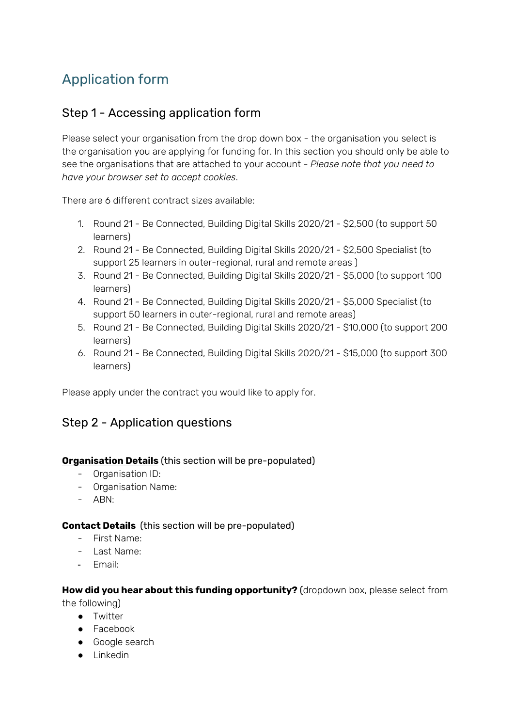## Application form

### Step 1 - Accessing application form

Please select your organisation from the drop down box - the organisation you select is the organisation you are applying for funding for. In this section you should only be able to see the organisations that are attached to your account - *Please note that you need to have your browser set to accept cookies.*

There are 6 different contract sizes available:

1. Round 21 - Be Connected, Building Digital Skills 2020/21 - $2,500 (to support 50 learners)
2. Round 21 - Be Connected, Building Digital Skills 2020/21 - $2,500 Specialist (to support 25 learners in outer-regional, rural and remote areas )
3. Round 21 - Be Connected, Building Digital Skills 2020/21 - $5,000 (to support 100 learners)
4. Round 21 - Be Connected, Building Digital Skills 2020/21 - $5,000 Specialist (to support 50 learners in outer-regional, rural and remote areas)
5. Round 21 - Be Connected, Building Digital Skills 2020/21 - $10,000 (to support 200 learners)
6. Round 21 - Be Connected, Building Digital Skills 2020/21 - $15,000 (to support 300 learners)

Please apply under the contract you would like to apply for.

### Step 2 - Application questions

**Organisation Details** (this section will be pre-populated)

- Organisation ID:
- Organisation Name:
- ABN:

**Contact Details** (this section will be pre-populated)

- First Name:
- Last Name:
- Email:

**How did you hear about this funding opportunity?** (dropdown box, please select from the following)

- Twitter
- Facebook
- Google search
- Linkedin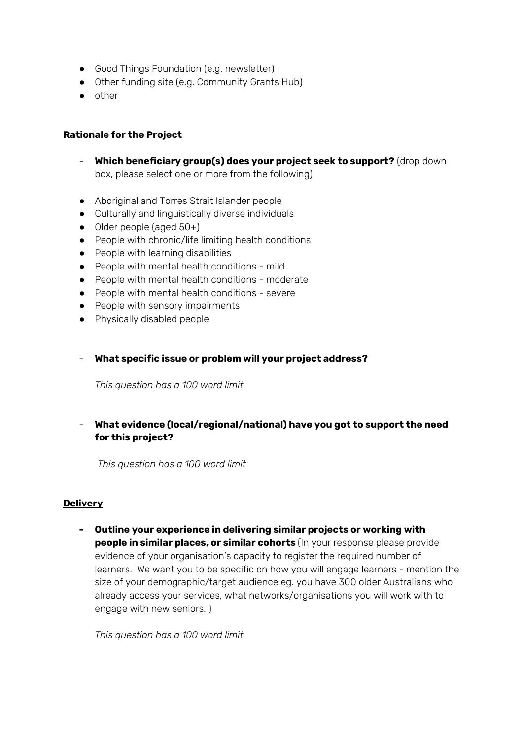- Good Things Foundation (e.g. newsletter)
- Other funding site (e.g. Community Grants Hub)
- other

**Rationale for the Project**

- **Which beneficiary group(s) does your project seek to support?** (drop down box, please select one or more from the following)

- Aboriginal and Torres Strait Islander people
- Culturally and linguistically diverse individuals
- Older people (aged 50+)
- People with chronic/life limiting health conditions
- People with learning disabilities
- People with mental health conditions - mild
- People with mental health conditions - moderate
- People with mental health conditions - severe
- People with sensory impairments
- Physically disabled people

- **What specific issue or problem will your project address?**

  *This question has a 100 word limit*

- **What evidence (local/regional/national) have you got to support the need for this project?**

  *This question has a 100 word limit*

**Delivery**

- **Outline your experience in delivering similar projects or working with people in similar places, or similar cohorts** (In your response please provide evidence of your organisation's capacity to register the required number of learners. We want you to be specific on how you will engage learners - mention the size of your demographic/target audience eg. you have 300 older Australians who already access your services, what networks/organisations you will work with to engage with new seniors. )

  *This question has a 100 word limit*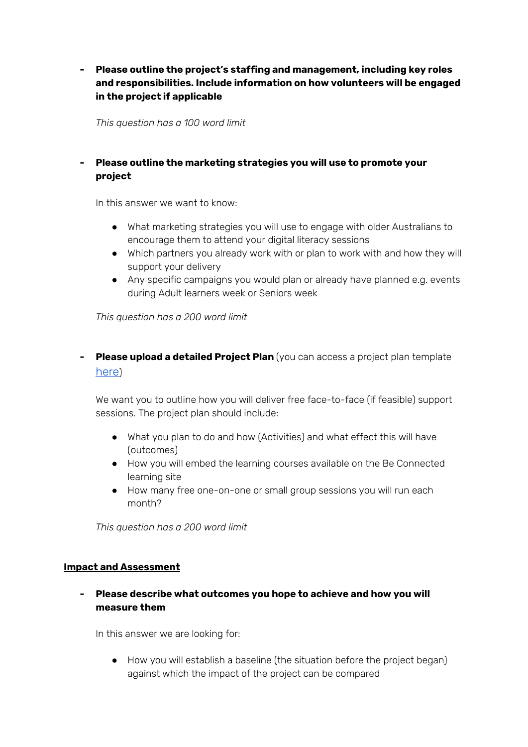- **Please outline the project's staffing and management, including key roles and responsibilities. Include information on how volunteers will be engaged in the project if applicable**

  *This question has a 100 word limit*

- **Please outline the marketing strategies you will use to promote your project**

  In this answer we want to know:

  - What marketing strategies you will use to engage with older Australians to encourage them to attend your digital literacy sessions
  - Which partners you already work with or plan to work with and how they will support your delivery
  - Any specific campaigns you would plan or already have planned e.g. events during Adult learners week or Seniors week

  *This question has a 200 word limit*

- **Please upload a detailed Project Plan** (you can access a project plan template [here])

  We want you to outline how you will deliver free face-to-face (if feasible) support sessions. The project plan should include:

  - What you plan to do and how (Activities) and what effect this will have (outcomes)
  - How you will embed the learning courses available on the Be Connected learning site
  - How many free one-on-one or small group sessions you will run each month?

  *This question has a 200 word limit*

**Impact and Assessment**

- **Please describe what outcomes you hope to achieve and how you will measure them**

  In this answer we are looking for:

  - How you will establish a baseline (the situation before the project began) against which the impact of the project can be compared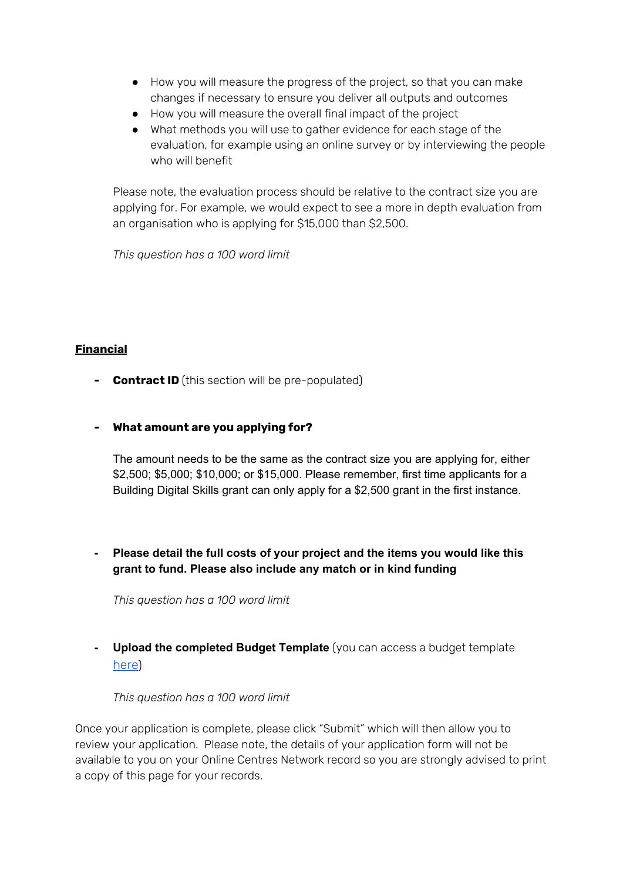- How you will measure the progress of the project, so that you can make changes if necessary to ensure you deliver all outputs and outcomes
- How you will measure the overall final impact of the project
- What methods you will use to gather evidence for each stage of the evaluation, for example using an online survey or by interviewing the people who will benefit

Please note, the evaluation process should be relative to the contract size you are applying for. For example, we would expect to see a more in depth evaluation from an organisation who is applying for $15,000 than $2,500.

*This question has a 100 word limit*

**Financial**

- **Contract ID** (this section will be pre-populated)

- **What amount are you applying for?**

  The amount needs to be the same as the contract size you are applying for, either $2,500; $5,000; $10,000; or $15,000. Please remember, first time applicants for a Building Digital Skills grant can only apply for a $2,500 grant in the first instance.

- **Please detail the full costs of your project and the items you would like this grant to fund. Please also include any match or in kind funding**

  *This question has a 100 word limit*

- **Upload the completed Budget Template** (you can access a budget template here)

  *This question has a 100 word limit*

Once your application is complete, please click "Submit" which will then allow you to review your application. Please note, the details of your application form will not be available to you on your Online Centres Network record so you are strongly advised to print a copy of this page for your records.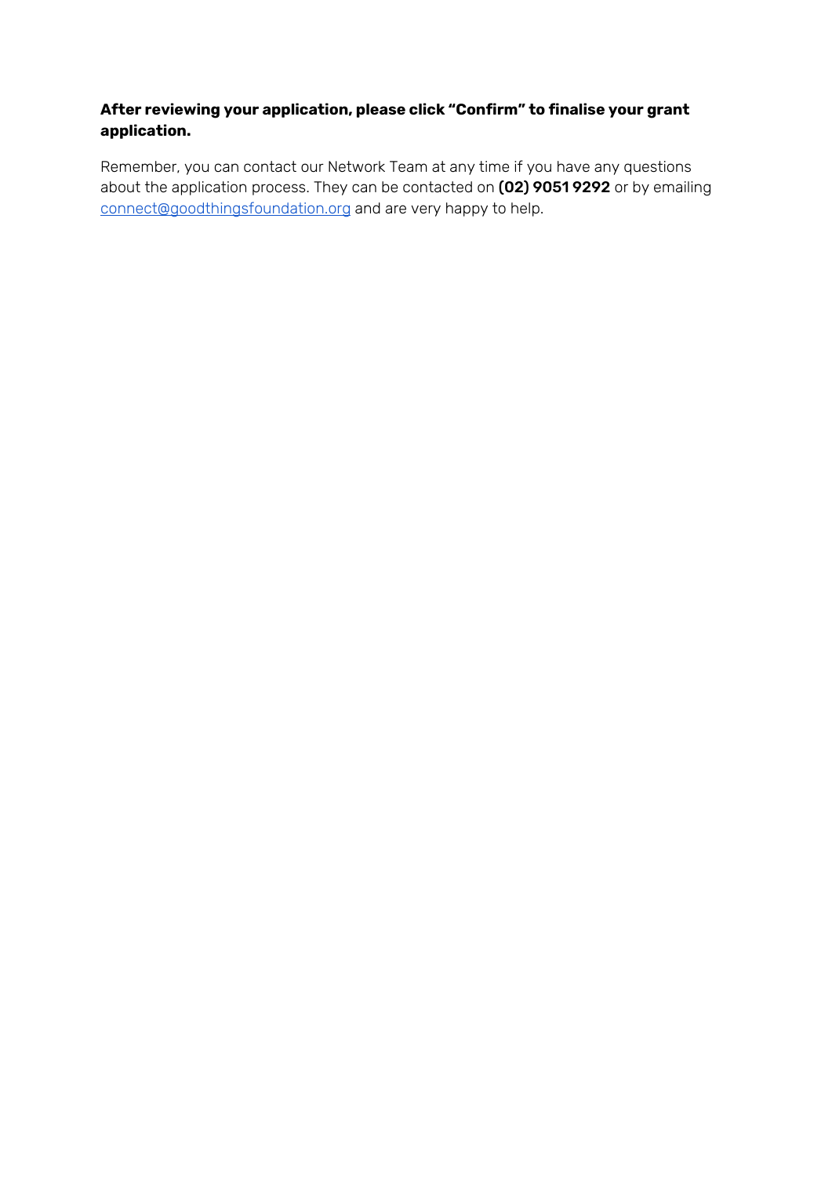**After reviewing your application, please click "Confirm" to finalise your grant application.**

Remember, you can contact our Network Team at any time if you have any questions about the application process. They can be contacted on **(02) 9051 9292** or by emailing connect@goodthingsfoundation.org and are very happy to help.